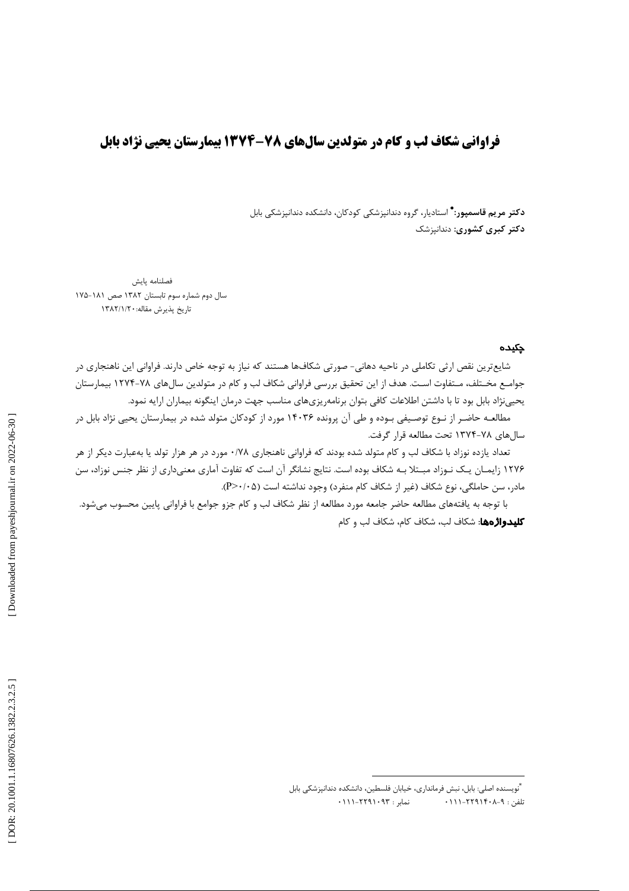# فراوانی شکاف لب و کام در متولدین سال‌های ۷۸-۱۳۷۴ بیمارستان یحیی نژاد بابل

**دکتر مریم قاسمپور:*** استادیار، گروه دندانپزشکی کودکان، دانشکده دندانپزشکی بابل
**دکتر کبری کشوری:** دندانپزشک

فصلنامه پایش
سال دوم شماره سوم تابستان ۱۳۸۲ صص ۱۸۱-۱۷۵
تاریخ پذیرش مقاله:۱۳۸۲/۱/۲۰

## چکیده

شایع‌ترین نقص ارثی تکاملی در ناحیه دهانی- صورتی شکاف‌ها هستند که نیاز به توجه خاص دارند. فراوانی این ناهنجاری در جوامع مختلف، متفاوت است. هدف از این تحقیق بررسی فراوانی شکاف لب و کام در متولدین سال‌های ۷۸-۱۲۷۴ بیمارستان یحیی‌نژاد بابل بود تا با داشتن اطلاعات کافی بتوان برنامه‌ریزی‌های مناسب جهت درمان اینگونه بیماران ارایه نمود.

مطالعه حاضر از نوع توصیفی بوده و طی آن پرونده ۱۴۰۳۶ مورد از کودکان متولد شده در بیمارستان یحیی نژاد بابل در سال‌های ۷۸-۱۳۷۴ تحت مطالعه قرار گرفت.

تعداد یازده نوزاد با شکاف لب و کام متولد شده بودند که فراوانی ناهنجاری ۰/۷۸ مورد در هر هزار تولد یا به‌عبارت دیگر از هر ۱۲۷۶ زایمان یک نوزاد مبتلا به شکاف بوده است. نتایج نشانگر آن است که تفاوت آماری معنی‌داری از نظر جنس نوزاد، سن مادر، سن حاملگی، نوع شکاف (غیر از شکاف کام منفرد) وجود نداشته است ($P>0/05$).

با توجه به یافته‌های مطالعه حاضر جامعه مورد مطالعه از نظر شکاف لب و کام جزو جوامع با فراوانی پایین محسوب می‌شود.

**کلیدواژه‌ها**: شکاف لب، شکاف کام، شکاف لب و کام

---

*نویسنده اصلی: بابل، نبش فرمانداری، خیابان فلسطین، دانشکده دندانپزشکی بابل
تلفن : ۹-۲۲۹۱۴۰۸-۰۱۱۱ نمابر : ۲۲۹۱۰۹۳-۰۱۱۱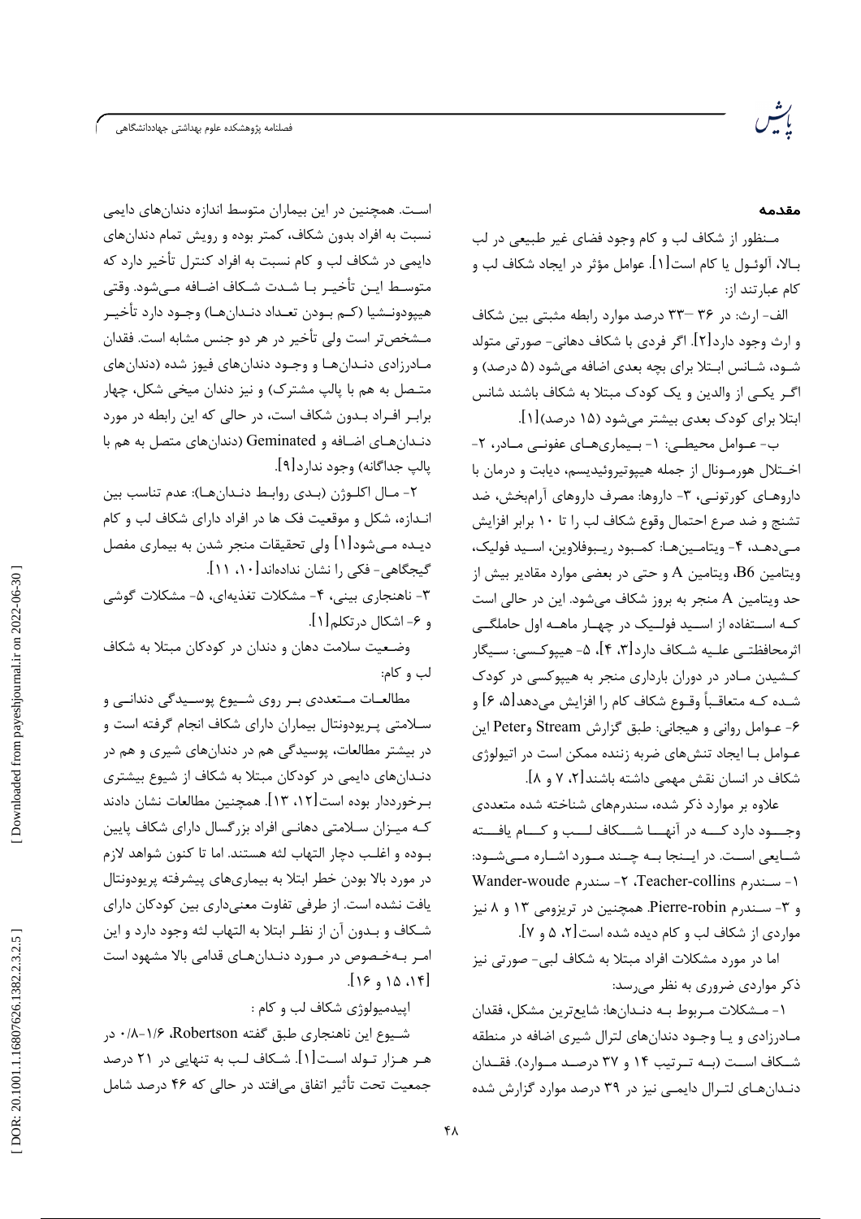## مقدمه

مـنظور از شکاف لب و کام وجود فضای غیر طبیعی در لب بـالا، آلوئول یا کام است[۱]. عوامل مؤثر در ایجاد شکاف لب و کام عبارتند از:

الف- ارث: در ۳۶ –۳۳ درصد موارد رابطه مثبتی بین شکاف و ارث وجود دارد[۲]. اگر فردی با شکاف دهانی- صورتی متولد شـود، شـانس ابـتلا برای بچه بعدی اضافه می‌شود (۵ درصد) و اگـر یکـی از والدین و یک کودک مبتلا به شکاف باشند شانس ابتلا برای کودک بعدی بیشتر می‌شود (۱۵ درصد)[۱].

ب- عـوامل محیطـی: ۱- بـیماری‌هـای عفونـی مـادر، ۲- اخـتلال هورمـونال از جمله هیپوتیروئیدیسم، دیابت و درمان با داروهـای کورتونـی، ۳- داروها: مصرف داروهای آرام‌بخش، ضد تشنج و ضد صرع احتمال وقوع شکاف لب را تا ۱۰ برابر افزایش مـی‌دهـد، ۴- ویتامـین‌هـا: کمـبود ریـبوفلاوین، اسـید فولیک، ویتامین B6، ویتامین A و حتی در بعضی موارد مقادیر بیش از حد ویتامین A منجر به بروز شکاف می‌شود. این در حالی است کـه اسـتفاده از اسـید فولـیک در چهـار ماهـه اول حاملگـی اثرمحافظتـی علـیه شـکاف دارد[۳، ۴]، ۵- هیپوکسی: سـیگار کـشیدن مـادر در دوران بارداری منجر به هیپوکسی در کودک شـده کـه متعاقـباً وقـوع شکاف کام را افزایش می‌دهد[۵، ۶] و ۶- عـوامل روانی و هیجانی: طبق گزارش Stream وPeter این عـوامل بـا ایجاد تنش‌های ضربه زننده ممکن است در اتیولوژی شکاف در انسان نقش مهمی داشته باشند[۲، ۷ و ۸].

علاوه بر موارد ذکر شده، سندرم‌های شناخته شده متعددی وجـــود دارد کـــه در آنهـــا شـــکاف لـــب و کـــام یافـــته شـایعی اسـت. در ایـنجا بـه چـند مـورد اشـاره مـی‌شـود: ۱- سـندرم Teacher-collins، ۲- سندرم Wander-woude و ۳- سـندرم Pierre-robin. همچنین در تریزومی ۱۳ و ۸ نیز مواردی از شکاف لب و کام دیده شده است[۲، ۵ و ۷].

اما در مورد مشکلات افراد مبتلا به شکاف لبی- صورتی نیز ذکر مواردی ضروری به نظر می‌رسد:

۱- مـشکلات مـربوط بـه دنـدان‌ها: شایع‌ترین مشکل، فقدان مـادرزادی و یـا وجـود دندان‌های لترال شیری اضافه در منطقه شـکاف اسـت (بـه تـرتیب ۱۴ و ۳۷ درصـد مـوارد). فقـدان دنـدان‌هـای لتـرال دایمـی نیز در ۳۹ درصد موارد گزارش شده اسـت. همچنین در این بیماران متوسط اندازه دندان‌های دایمی نسبت به افراد بدون شکاف، کمتر بوده و رویش تمام دندان‌های دایمی در شکاف لب و کام نسبت به افراد کنترل تأخیر دارد که متوسـط ایـن تأخیـر بـا شـدت شـکاف اضـافه مـی‌شود. وقتی هیپودونـشیا (کـم بـودن تعـداد دنـدان‌هـا) وجـود دارد تأخیـر مـشخص‌تر است ولی تأخیر در هر دو جنس مشابه است. فقدان مـادرزادی دنـدان‌هـا و وجـود دندان‌های فیوز شده (دندان‌های متـصل به هم با پالپ مشترک) و نیز دندان میخی شکل، چهار برابـر افـراد بـدون شکاف است، در حالی که این رابطه در مورد دنـدان‌هـای اضـافه و Geminated (دندان‌های متصل به هم با پالپ جداگانه) وجود ندارد[۹].

۲- مـال اکلـوژن (بـدی روابـط دنـدان‌هـا): عدم تناسب بین انـدازه، شکل و موقعیت فک ها در افراد دارای شکاف لب و کام دیـده مـی‌شود[۱] ولی تحقیقات منجر شدن به بیماری مفصل گیجگاهی- فکی را نشان نداده‌اند[۱۰، ۱۱].

۳- ناهنجاری بینی، ۴- مشکلات تغذیه‌ای، ۵- مشکلات گوشی و ۶- اشکال درتکلم[۱].

وضـعیت سلامت دهان و دندان در کودکان مبتلا به شکاف لب و کام:

مطالعـات مـتعددی بـر روی شـیوع پوسـیدگی دندانـی و سـلامتی پـریودونتال بیماران دارای شکاف انجام گرفته است و در بیشتر مطالعات، پوسیدگی هم در دندان‌های شیری و هم در دنـدان‌های دایمی در کودکان مبتلا به شکاف از شیوع بیشتری بـرخوردار بوده است[۱۲، ۱۳]. همچنین مطالعات نشان دادند کـه میـزان سـلامتی دهانـی افراد بزرگسال دارای شکاف پایین بـوده و اغلـب دچار التهاب لثه هستند. اما تا کنون شواهد لازم در مورد بالا بودن خطر ابتلا به بیماری‌های پیشرفته پریودونتال یافت نشده است. از طرفی تفاوت معنی‌داری بین کودکان دارای شـکاف و بـدون آن از نظـر ابتلا به التهاب لثه وجود دارد و این امـر بـه‌خـصوص در مـورد دنـدان‌هـای قدامی بالا مشهود است [۱۴، ۱۵ و ۱۶].

اپیدمیولوژی شکاف لب و کام :

شـیوع این ناهنجاری طبق گفته Robertson، ۱/۶-۰/۸ در هـر هـزار تـولد اسـت[۱]. شـکاف لـب به تنهایی در ۲۱ درصد جمعیت تحت تأثیر اتفاق می‌افتد در حالی که ۴۶ درصد شامل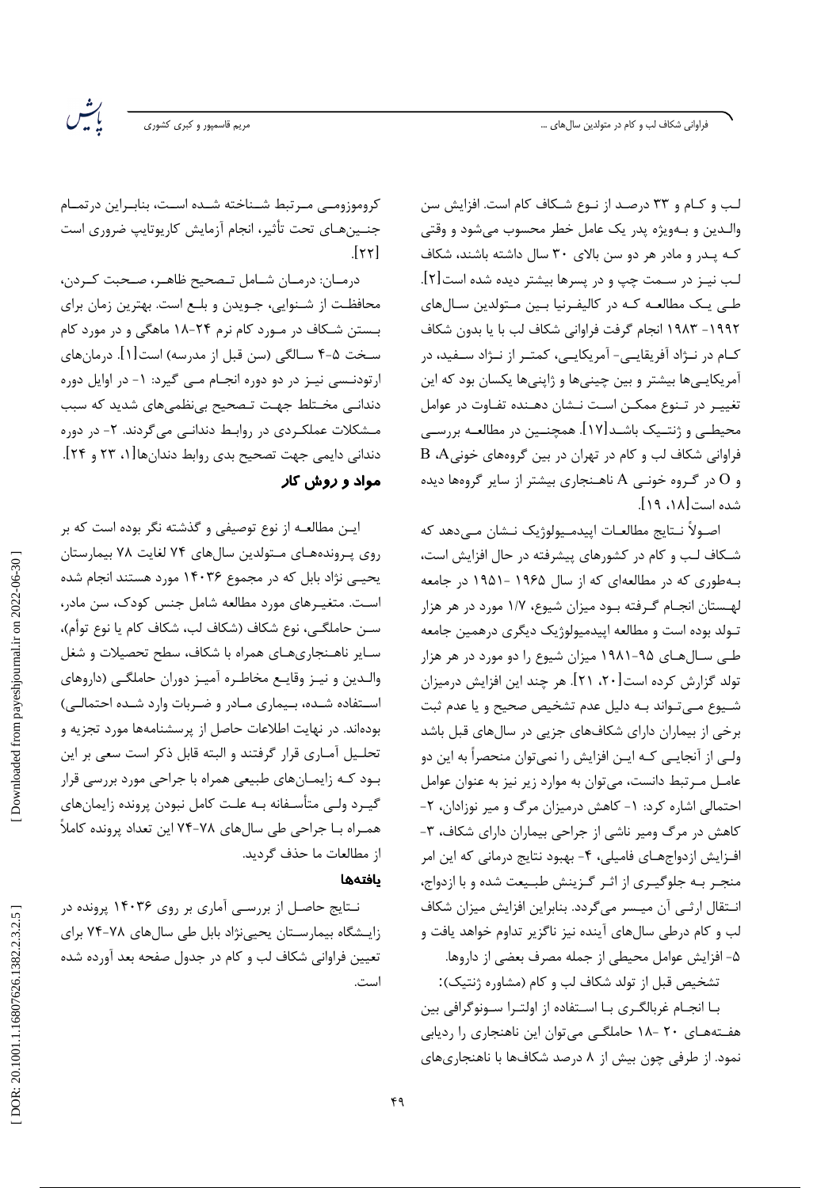لـب و کـام و ۳۳ درصـد از نـوع شـکاف کام است. افزایش سن والـدین و بـه‌ویژه پدر یک عامل خطر محسوب می‌شود و وقتی کـه پـدر و مادر هر دو سن بالای ۳۰ سال داشته باشند، شکاف لـب نیـز در سـمت چپ و در پسرها بیشتر دیده شده است[۲]. طـی یـک مطالعـه کـه در کالیفـرنیا بـین مـتولدین سـال‌های ۱۹۹۲- ۱۹۸۳ انجام گرفت فراوانی شکاف لب با یا بدون شکاف کـام در نـژاد آفریقایـی- آمریکایـی، کمتـر از نـژاد سـفید، در آمریکایـی‌ها بیشتر و بین چینی‌ها و ژاپنی‌ها یکسان بود که این تغییـر در تـنوع ممکـن اسـت نـشان دهـنده تفـاوت در عوامل محیطـی و ژنتـیک باشـد[۱۷]. همچنــین در مطالعــه بررســی فراوانی شکاف لب و کام در تهران در بین گروه‌های خونی A، B و O در گـروه خونـی A ناهـنجاری بیشتر از سایر گروه‌ها دیده شده است[۱۸، ۱۹].

اصـولاً نـتایج مطالعـات اپیدمـیولوژیک نـشان مـی‌دهد که شـکاف لـب و کام در کشورهای پیشرفته در حال افزایش است، بـه‌طوری که در مطالعه‌ای که از سال ۱۹۶۵ -۱۹۵۱ در جامعه لهـستان انجـام گـرفته بـود میزان شیوع، ۱/۷ مورد در هر هزار تـولد بوده است و مطالعه اپیدمیولوژیک دیگری درهمین جامعه طـی سـال‌هـای ۹۵-۱۹۸۱ میزان شیوع را دو مورد در هر هزار تولد گزارش کرده است[۲۰، ۲۱]. هر چند این افزایش درمیزان شـیوع مـی‌تـواند بـه دلیل عدم تشخیص صحیح و یا عدم ثبت برخی از بیماران دارای شکاف‌های جزیی در سال‌های قبل باشد ولـی از آنجایـی کـه ایـن افزایش را نمی‌توان منحصراً به این دو عامـل مـرتبط دانست، می‌توان به موارد زیر نیز به عنوان عوامل احتمالی اشاره کرد: ۱- کاهش درمیزان مرگ و میر نوزادان، ۲- کاهش در مرگ ومیر ناشی از جراحی بیماران دارای شکاف، ۳- افـزایش ازدواج‌هـای فامیلی، ۴- بهبود نتایج درمانی که این امر منجـر بـه جلوگـیری از اثـر گـزینش طبـیعت شده و با ازدواج، انـتقال ارثـی آن میـسر می‌گردد. بنابراین افزایش میزان شکاف لب و کام درطی سال‌های آینده نیز ناگزیر تداوم خواهد یافت و ۵- افزایش عوامل محیطی از جمله مصرف بعضی از داروها.

تشخیص قبل از تولد شکاف لب و کام (مشاوره ژنتیک):

بـا انجـام غربالگـری بـا اسـتفاده از اولتـرا سـونوگرافی بین هفـته‌هـای ۲۰ -۱۸ حاملگـی می‌توان این ناهنجاری را ردیابی نمود. از طرفی چون بیش از ۸ درصد شکاف‌ها با ناهنجاری‌های کروموزومـی مـرتبط شـناخته شـده اسـت، بنابـراین درتمـام جنـین‌هـای تحت تأثیر، انجام آزمایش کاریوتایپ ضروری است [۲۲].

درمـان: درمـان شـامل تـصحیح ظاهـر، صـحبت کـردن، محافظـت از شـنوایی، جـویدن و بلـع است. بهترین زمان برای بـستن شـکاف در مـورد کام نرم ۲۴-۱۸ ماهگی و در مورد کام سـخت ۵-۴ سـالگی (سن قبل از مدرسه) است[۱]. درمان‌های ارتودنـسی نیـز در دو دوره انجـام مـی گیرد: ۱- در اوایل دوره دندانـی مخـتلط جهـت تـصحیح بی‌نظمی‌های شدید که سبب مـشکلات عملکـردی در روابـط دندانـی می‌گردند. ۲- در دوره دندانی دایمی جهت تصحیح بدی روابط دندان‌ها[۱، ۲۳ و ۲۴].

## مواد و روش کار

ایـن مطالعـه از نوع توصیفی و گذشته نگر بوده است که بر روی پـرونده‌هـای مـتولدین سال‌های ۷۴ لغایت ۷۸ بیمارستان یحیـی نژاد بابل که در مجموع ۱۴۰۳۶ مورد هستند انجام شده اسـت. متغیـرهای مورد مطالعه شامل جنس کودک، سن مادر، سـن حاملگـی، نوع شکاف (شکاف لب، شکاف کام یا نوع توأم)، سـایر ناهـنجاری‌هـای همراه با شکاف، سطح تحصیلات و شغل والـدین و نیـز وقایـع مخاطـره آمیـز دوران حاملگـی (داروهای اسـتفاده شـده، بـیماری مـادر و ضـربات وارد شـده احتمالـی) بوده‌اند. در نهایت اطلاعات حاصل از پرسشنامه‌ها مورد تجزیه و تحلـیل آمـاری قرار گرفتند و البته قابل ذکر است سعی بر این بـود کـه زایمـان‌های طبیعی همراه با جراحی مورد بررسی قرار گیـرد ولـی متأسـفانه بـه علـت کامل نبودن پرونده زایمان‌های همـراه بـا جراحی طی سال‌های ۷۸-۷۴ این تعداد پرونده کاملاً از مطالعات ما حذف گردید.

### یافته‌ها

نـتایج حاصـل از بررسـی آماری بر روی ۱۴۰۳۶ پرونده در زایـشگاه بیمارسـتان یحیی‌نژاد بابل طی سال‌های ۷۸-۷۴ برای تعیین فراوانی شکاف لب و کام در جدول صفحه بعد آورده شده است.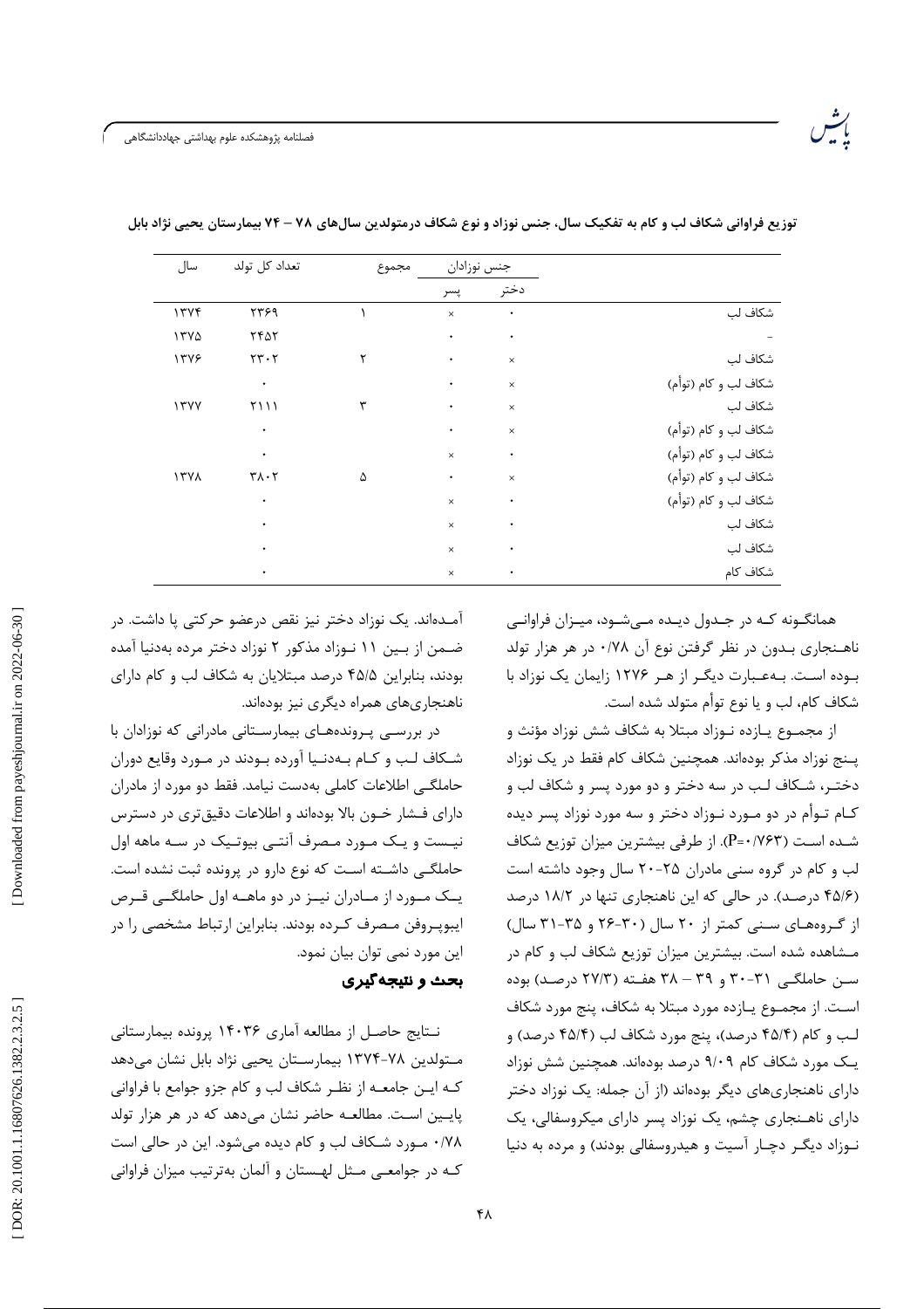**توزیع فراوانی شکاف لب و کام به تفکیک سال، جنس نوزاد و نوع شکاف درمتولدین سال‌های ۷۸ – ۷۴ بیمارستان یحیی نژاد بابل**

| سال | تعداد کل تولد | مجموع | جنس نوزادان | | |
|---|---|---|---|---|---|
| | | | پسر | دختر | |
| ۱۳۷۴ | ۲۳۶۹ | ۱ | × | ٠ | شکاف لب |
| ۱۳۷۵ | ۲۴۵۲ | | ٠ | ٠ | – |
| ۱۳۷۶ | ۲۳۰۲ | ۲ | ٠ | × | شکاف لب |
| | ٠ | | ٠ | × | شکاف لب و کام (توأم) |
| ۱۳۷۷ | ۲۱۱۱ | ۳ | ٠ | × | شکاف لب |
| | ٠ | | ٠ | × | شکاف لب و کام (توأم) |
| | ٠ | | × | ٠ | شکاف لب و کام (توأم) |
| ۱۳۷۸ | ۳۸۰۲ | ۵ | ٠ | × | شکاف لب و کام (توأم) |
| | ٠ | | × | ٠ | شکاف لب و کام (توأم) |
| | ٠ | | × | ٠ | شکاف لب |
| | ٠ | | × | ٠ | شکاف لب |
| | ٠ | | × | ٠ | شکاف کام |

همانگـونه کـه در جـدول دیـده مـی‌شـود، میـزان فراوانـی ناهـنجاری بـدون در نظر گرفتن نوع آن ۰/۷۸ در هر هزار تولد بـوده اسـت. بـه‌عـبارت دیگـر از هـر ۱۲۷۶ زایمان یک نوزاد با شکاف کام، لب و یا نوع توأم متولد شده است.

از مجمـوع یـازده نـوزاد مبتلا به شکاف شش نوزاد مؤنث و پـنج نوزاد مذکر بوده‌اند. همچنین شکاف کام فقط در یک نوزاد دختـر، شـکاف لـب در سه دختر و دو مورد پسر و شکاف لب و کـام تـوأم در دو مـورد نـوزاد دختر و سه مورد نوزاد پسر دیده شـده اسـت (P=۰/۷۶۳). از طرفی بیشترین میزان توزیع شکاف لب و کام در گروه سنی مادران ۲۵-۲۰ سال وجود داشته است (۴۵/۶ درصـد). در حالی که این ناهنجاری تنها در ۱۸/۲ درصد از گـروه‌هـای سـنی کمتر از ۲۰ سال (۳۰-۲۶ و ۳۵-۳۱ سال) مـشاهده شده است. بیشترین میزان توزیع شکاف لب و کام در سـن حاملگـی ۳۱-۳۰ و ۳۹ – ۳۸ هفـته (۲۷/۳ درصـد) بوده اسـت. از مجمـوع یـازده مورد مبتلا به شکاف، پنج مورد شکاف لـب و کام (۴۵/۴ درصد)، پنج مورد شکاف لب (۴۵/۴ درصد) و یـک مورد شکاف کام ۹/۰۹ درصد بوده‌اند. همچنین شش نوزاد دارای ناهنجاری‌های دیگر بوده‌اند (از آن جمله: یک نوزاد دختر دارای ناهـنجاری چشم، یک نوزاد پسر دارای میکروسفالی، یک نـوزاد دیگـر دچـار آسیت و هیدروسفالی بودند) و مرده به دنیا آمـده‌اند. یک نوزاد دختر نیز نقص درعضو حرکتی پا داشت. در ضـمن از بـین ۱۱ نـوزاد مذکور ۲ نوزاد دختر مرده به‌دنیا آمده بودند، بنابراین ۴۵/۵ درصد مبتلایان به شکاف لب و کام دارای ناهنجاری‌های همراه دیگری نیز بوده‌اند.

در بررسـی پـرونده‌هـای بیمارسـتانی مادرانی که نوزادان با شـکاف لـب و کـام بـه‌دنـیا آورده بـودند در مـورد وقایع دوران حاملگـی اطلاعات کاملی به‌دست نیامد. فقط دو مورد از مادران دارای فـشار خـون بالا بوده‌اند و اطلاعات دقیق‌تری در دسترس نیـست و یـک مـورد مـصرف آنتـی بیوتـیک در سـه ماهه اول حاملگـی داشـته اسـت که نوع دارو در پرونده ثبت نشده است. یـک مـورد از مـادران نیـز در دو ماهــه اول حاملگـی قـرص ایبوپـروفن مـصرف کـرده بودند. بنابراین ارتباط مشخصی را در این مورد نمی توان بیان نمود.

## بحث و نتیجه‌گیری

نـتایج حاصـل از مطالعه آماری ۱۴۰۳۶ پرونده بیمارستانی مـتولدین ۷۸-۱۳۷۴ بیمارسـتان یحیی نژاد بابل نشان می‌دهد کـه ایـن جامعـه از نظـر شکاف لب و کام جزو جوامع با فراوانی پایـین اسـت. مطالعـه حاضر نشان می‌دهد که در هر هزار تولد ۰/۷۸ مـورد شـکاف لب و کام دیده می‌شود. این در حالی است کـه در جوامعـی مـثل لهـستان و آلمان به‌ترتیب میزان فراوانی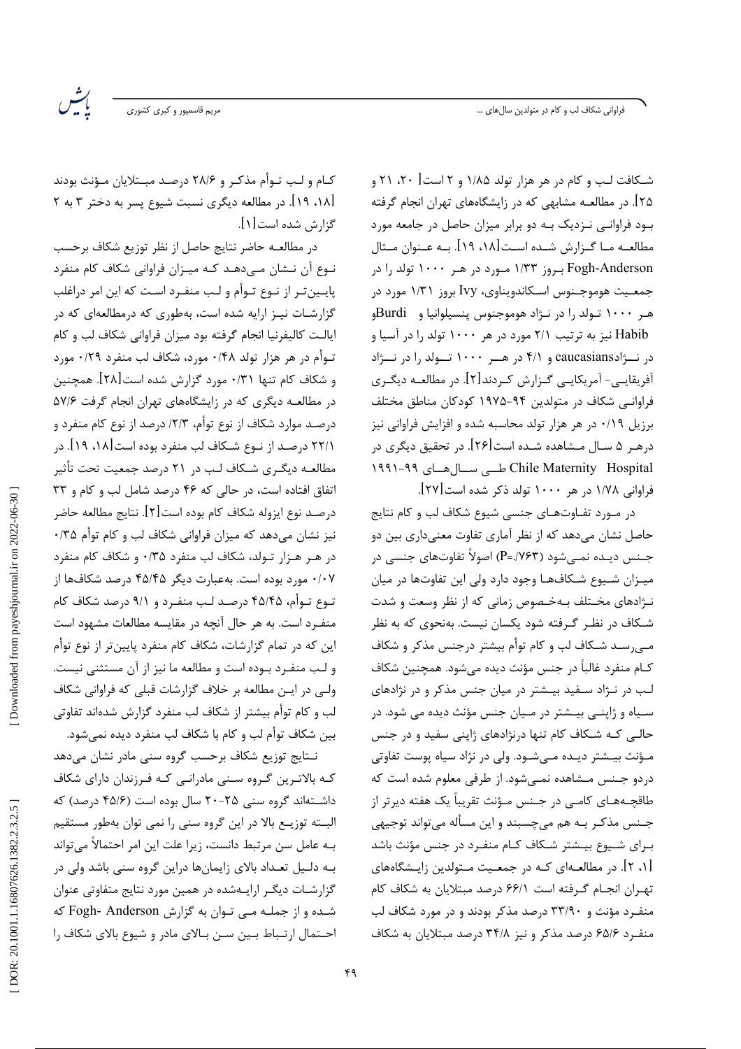شـکافت لـب و کام در هر هزار تولد ۱/۸۵ و ۲ است[ ۲۰، ۲۱ و ۲۵]. در مطالعـه مشابهی که در زایشگاه‌های تهران انجام گرفته بـود فراوانـی نـزدیک بـه دو برابر میزان حاصل در جامعه مورد مطالعـه مـا گـزارش شـده اسـت[۱۸، ۱۹]. بـه عـنوان مـثال Fogh-Anderson بـروز ۱/۳۳ مـورد در هـر ۱۰۰۰ تولد را در جمعـیت هوموجـنوس اسـکاندیناوی، Ivy بروز ۱/۳۱ مورد در هـر ۱۰۰۰ تـولد را در نـژاد هوموجنوس پنسیلوانیا و Burdiو Habib نیز به ترتیب ۲/۱ مورد در هر ۱۰۰۰ تولد را در آسیا و در نـژادcaucasians و ۴/۱ در هـر ۱۰۰۰ تـولد را در نـژاد آفریقایـی- آمریکایـی گـزارش کـردند[۲]. در مطالعـه دیگـری فراوانـی شکاف در متولدین ۹۴-۱۹۷۵ کودکان مناطق مختلف برزیل ۰/۱۹ در هر هزار تولد محاسبه شده و افزایش فراوانی نیز درهـر ۵ سـال مـشاهده شـده اسـت[۲۶]. در تحقیق دیگری در Chile Maternity Hospital طـی سـال‌هـای ۹۹-۱۹۹۱ فراوانی ۱/۷۸ در هر ۱۰۰۰ تولد ذکر شده است[۲۷].

در مـورد تفـاوت‌هـای جنسی شیوع شکاف لب و کام نتایج حاصل نشان می‌دهد که از نظر آماری تفاوت معنی‌داری بین دو جـنس دیـده نمـی‌شود (P=./۷۶۳) اصولاً تفاوت‌های جنسی در میـزان شـیوع شـکاف‌هـا وجود دارد ولی این تفاوت‌ها در میان نـژادهای مختـلف بـه‌خـصوص زمانی که از نظر وسعت و شدت شـکاف در نظـر گـرفته شود یکسان نیست. به‌نحوی که به نظر مـی‌رسـد شـکاف لب و کام توأم بیشتر درجنس مذکر و شکاف کـام منفرد غالباً در جنس مؤنث دیده می‌شود. همچنین شکاف لـب در نـژاد سـفید بیـشتر در میان جنس مذکر و در نژادهای سـیاه و ژاپنـی بیـشتر در مـیان جنس مؤنث دیده می شود. در حالـی کـه شـکاف کام تنها درنژادهای ژاپنی سفید و در جنس مـؤنث بیـشتر دیـده مـی‌شـود. ولی در نژاد سیاه پوست تفاوتی دردو جـنس مـشاهده نمـی‌شود. از طرفی معلوم شده است که طاقچـه‌هـای کامـی در جـنس مـؤنث تقریباً یک هفته دیرتر از جـنس مذکـر بـه هم می‌چسبند و این مسأله می‌تواند توجیهی بـرای شـیوع بیـشتر شـکاف کـام منفـرد در جنس مؤنث باشد [۱، ۲]. در مطالعـه‌ای کـه در جمعـیت مـتولدین زایـشگاه‌های تهـران انجـام گـرفته است ۶۶/۱ درصد مبتلایان به شکاف کام منفـرد مؤنث و ۳۳/۹۰ درصد مذکر بودند و در مورد شکاف لب منفـرد ۶۵/۶ درصد مذکر و نیز ۳۴/۸ درصد مبتلایان به شکاف کـام و لـب تـوأم مذکـر و ۲۸/۶ درصـد مبـتلایان مـؤنث بودند [۱۸، ۱۹]. در مطالعه دیگری نسبت شیوع پسر به دختر ۳ به ۲ گزارش شده است[۱].

در مطالعـه حاضر نتایج حاصل از نظر توزیع شکاف برحسب نـوع آن نـشان مـی‌دهـد کـه میـزان فراوانی شکاف کام منفرد پاییـن‌تـر از نـوع تـوأم و لـب منفـرد اسـت که این امر دراغلب گزارشـات نیـز ارایه شده است، به‌طوری که درمطالعه‌ای که در ایالـت کالیفرنیا انجام گرفته بود میزان فراوانی شکاف لب و کام تـوأم در هر هزار تولد ۰/۴۸ مورد، شکاف لب منفرد ۰/۲۹ مورد و شکاف کام تنها ۰/۳۱ مورد گزارش شده است[۲۸]. همچنین در مطالعـه دیگری که در زایشگاه‌های تهران انجام گرفت ۵۷/۶ درصـد موارد شکاف از نوع توأم، ۲/۳ درصد از نوع کام منفرد و ۲۲/۱ درصـد از نـوع شـکاف لب منفرد بوده است[۱۸، ۱۹]. در مطالعـه دیگـری شـکاف لـب در ۲۱ درصد جمعیت تحت تأثیر اتفاق افتاده است، در حالی که ۴۶ درصد شامل لب و کام و ۳۳ درصـد نوع ایزوله شکاف کام بوده است[۲]. نتایج مطالعه حاضر نیز نشان می‌دهد که میزان فراوانی شکاف لب و کام توأم ۰/۳۵ در هـر هـزار تـولد، شکاف لب منفرد ۰/۳۵ و شکاف کام منفرد ۰/۰۷ مورد بوده است. به‌عبارت دیگر ۴۵/۴۵ درصد شکاف‌ها از نـوع تـوأم، ۴۵/۴۵ درصـد لـب منفـرد و ۹/۱ درصد شکاف کام منفـرد است. به هر حال آنچه در مقایسه مطالعات مشهود است این که در تمام گزارشات، شکاف کام منفرد پایین‌تر از نوع توأم و لـب منفـرد بـوده است و مطالعه ما نیز از آن مستثنی نیست. ولـی در ایـن مطالعه بر خلاف گزارشات قبلی که فراوانی شکاف لب و کام توأم بیشتر از شکاف لب منفرد گزارش شده‌اند تفاوتی بین شکاف توأم لب و کام با شکاف لب منفرد دیده نمی‌شود.

نـتایج توزیع شکاف برحسب گروه سنی مادر نشان می‌دهد کـه بالاتـرین گـروه سـنی مادرانـی کـه فـرزندان دارای شکاف داشـته‌اند گروه سنی ۲۵-۲۰ سال بوده است (۴۵/۶ درصد) که البـته توزیـع بالا در این گروه سنی را نمی توان به‌طور مستقیم بـه عامل سن مرتبط دانست، زیرا علت این امر احتمالاً می‌تواند بـه دلـیل تعـداد بالای زایمان‌ها دراین گروه سنی باشد ولی در گزارشـات دیگـر ارایـه‌شده در همین مورد نتایج متفاوتی عنوان شـده و از جملـه مـی تـوان به گزارش Fogh- Anderson که احـتمال ارتـباط بـین سـن بـالای مادر و شیوع بالای شکاف را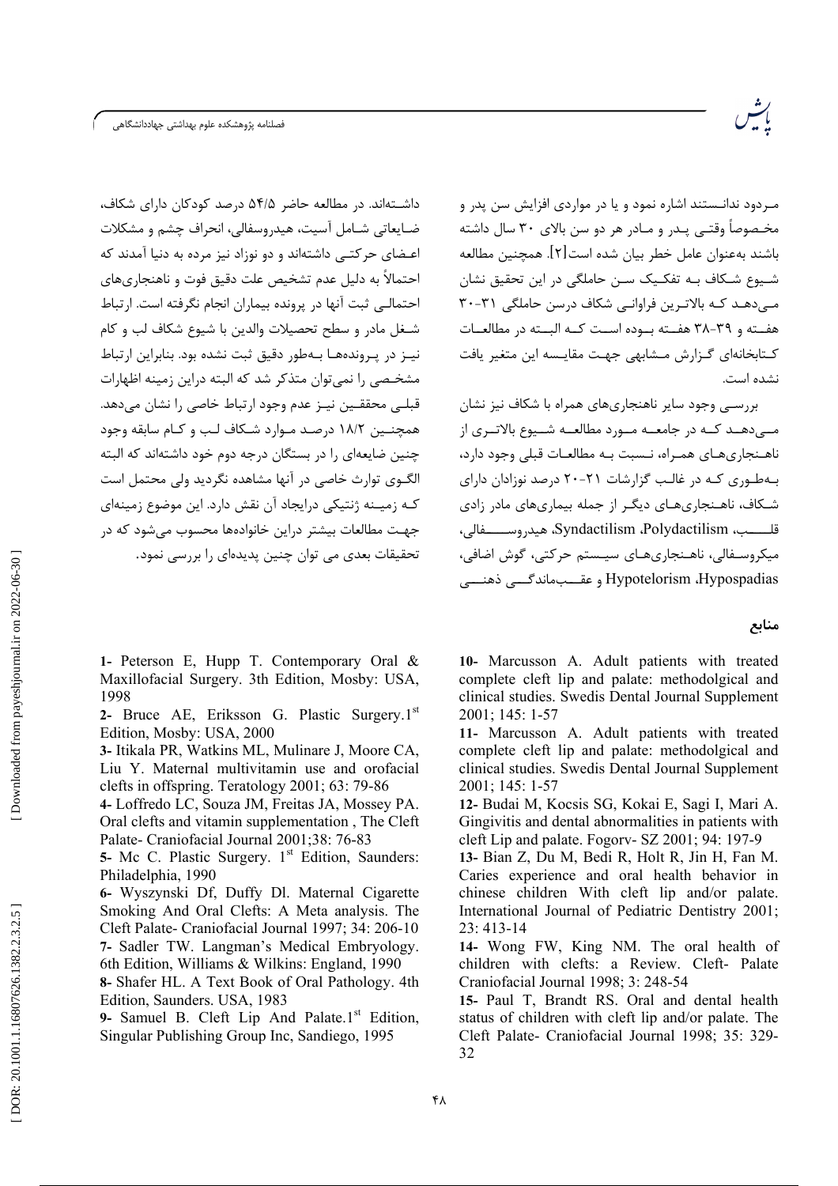مـردود ندانـستند اشاره نمود و یا در مواردی افزایش سن پدر و مخـصوصاً وقتـی پـدر و مـادر هر دو سن بالای ۳۰ سال داشته باشند به‌عنوان عامل خطر بیان شده است[۲]. همچنین مطالعه شـیوع شـکاف بـه تفکـیک سـن حاملگی در این تحقیق نشان مـی‌دهـد کـه بالاتـرین فراوانـی شکاف درسن حاملگی ۳۱-۳۰ هفـته و ۳۹-۳۸ هفـته بـوده اسـت کـه البـته در مطالعـات کـتابخانه‌ای گـزارش مـشابهی جهـت مقایـسه این متغیر یافت نشده است.

بررسـی وجود سایر ناهنجاری‌های همراه با شکاف نیز نشان مـی‌دهـد کـه در جامعـه مـورد مطالعـه شـیوع بالاتـری از ناهـنجاری‌هـای همـراه، نـسبت بـه مطالعـات قبلی وجود دارد، بـه‌طـوری کـه در غالـب گزارشات ۲۱-۲۰ درصد نوزادان دارای شـکاف، ناهـنجاری‌هـای دیگـر از جمله بیماری‌های مادر زادی قلـــب، Syndactilism ،Polydactilism، هیدروســـفالی، میکروسـفالی، ناهـنجاری‌هـای سیـستم حرکتی، گوش اضافی، Hypotelorism ،Hypospadias و عقـــب‌ماندگـــی ذهنـــی داشـته‌اند. در مطالعه حاضر ۵۴/۵ درصد کودکان دارای شکاف، ضـایعاتی شـامل آسیت، هیدروسفالی، انحراف چشم و مشکلات اعـضای حرکتـی داشته‌اند و دو نوزاد نیز مرده به دنیا آمدند که احتمالاً به دلیل عدم تشخیص علت دقیق فوت و ناهنجاری‌های احتمالـی ثبت آنها در پرونده بیماران انجام نگرفته است. ارتباط شـغل مادر و سطح تحصیلات والدین با شیوع شکاف لب و کام نیـز در پـرونده‌هـا بـه‌طور دقیق ثبت نشده بود. بنابراین ارتباط مشخـصی را نمی‌توان متذکر شد که البته دراین زمینه اظهارات قبلـی محققـین نیـز عدم وجود ارتباط خاصی را نشان می‌دهد. همچنـین ۱۸/۲ درصـد مـوارد شـکاف لـب و کـام سابقه وجود چنین ضایعه‌ای را در بستگان درجه دوم خود داشته‌اند که البته الگـوی توارث خاصی در آنها مشاهده نگردید ولی محتمل است کـه زمیـنه ژنتیکی درایجاد آن نقش دارد. این موضوع زمینه‌ای جهـت مطالعات بیشتر دراین خانواده‌ها محسوب می‌شود که در تحقیقات بعدی می توان چنین پدیده‌ای را بررسی نمود.

## منابع

1- Peterson E, Hupp T. Contemporary Oral & Maxillofacial Surgery. 3th Edition, Mosby: USA, 1998

2- Bruce AE, Eriksson G. Plastic Surgery.1st Edition, Mosby: USA, 2000

3- Itikala PR, Watkins ML, Mulinare J, Moore CA, Liu Y. Maternal multivitamin use and orofacial clefts in offspring. Teratology 2001; 63: 79-86

4- Loffredo LC, Souza JM, Freitas JA, Mossey PA. Oral clefts and vitamin supplementation , The Cleft Palate- Craniofacial Journal 2001;38: 76-83

5- Mc C. Plastic Surgery. 1st Edition, Saunders: Philadelphia, 1990

6- Wyszynski Df, Duffy Dl. Maternal Cigarette Smoking And Oral Clefts: A Meta analysis. The Cleft Palate- Craniofacial Journal 1997; 34: 206-10

7- Sadler TW. Langman's Medical Embryology. 6th Edition, Williams & Wilkins: England, 1990

8- Shafer HL. A Text Book of Oral Pathology. 4th Edition, Saunders. USA, 1983

9- Samuel B. Cleft Lip And Palate.1st Edition, Singular Publishing Group Inc, Sandiego, 1995

10- Marcusson A. Adult patients with treated complete cleft lip and palate: methodolgical and clinical studies. Swedis Dental Journal Supplement 2001; 145: 1-57

11- Marcusson A. Adult patients with treated complete cleft lip and palate: methodolgical and clinical studies. Swedis Dental Journal Supplement 2001; 145: 1-57

12- Budai M, Kocsis SG, Kokai E, Sagi I, Mari A. Gingivitis and dental abnormalities in patients with cleft Lip and palate. Fogorv- SZ 2001; 94: 197-9

13- Bian Z, Du M, Bedi R, Holt R, Jin H, Fan M. Caries experience and oral health behavior in chinese children With cleft lip and/or palate. International Journal of Pediatric Dentistry 2001; 23: 413-14

14- Wong FW, King NM. The oral health of children with clefts: a Review. Cleft- Palate Craniofacial Journal 1998; 3: 248-54

15- Paul T, Brandt RS. Oral and dental health status of children with cleft lip and/or palate. The Cleft Palate- Craniofacial Journal 1998; 35: 329-32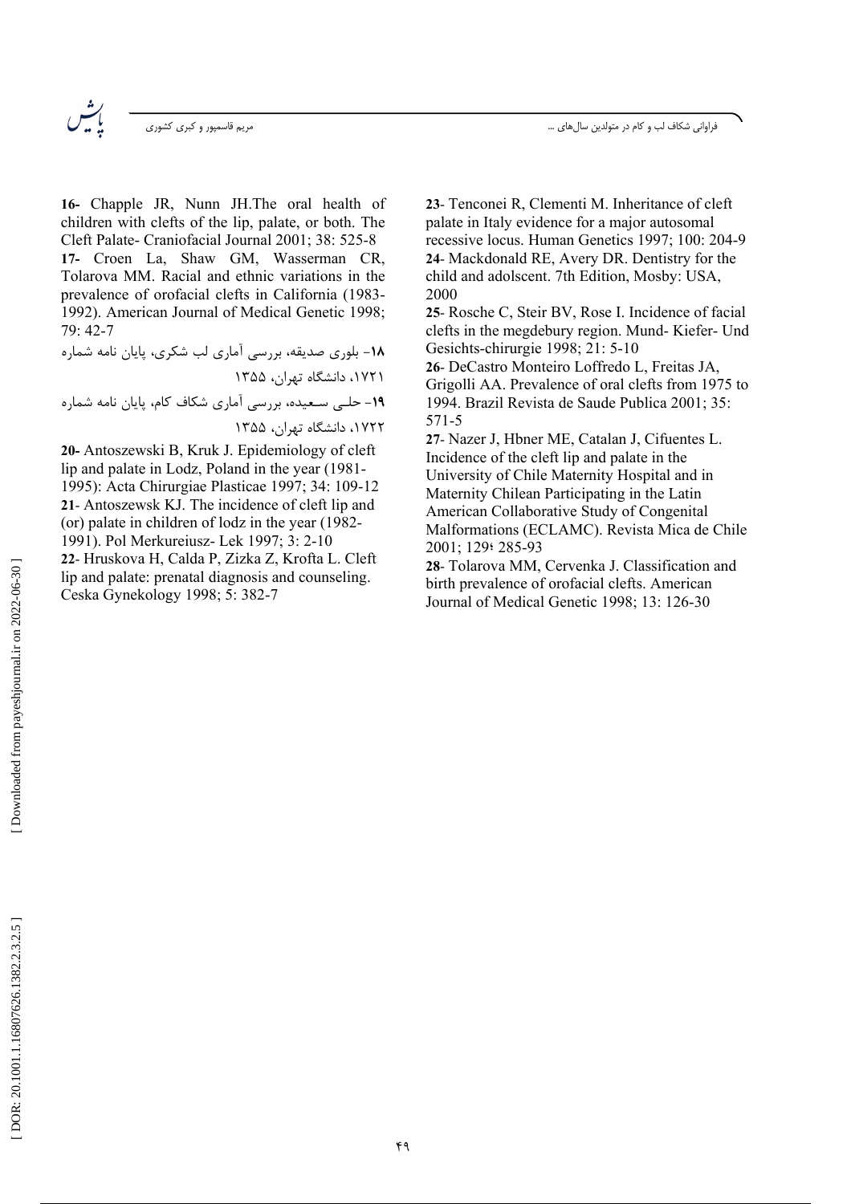**16-** Chapple JR, Nunn JH.The oral health of children with clefts of the lip, palate, or both. The Cleft Palate- Craniofacial Journal 2001; 38: 525-8

**17-** Croen La, Shaw GM, Wasserman CR, Tolarova MM. Racial and ethnic variations in the prevalence of orofacial clefts in California (1983-1992). American Journal of Medical Genetic 1998; 79: 42-7

**۱۸**- بلوری صدیقه، بررسی آماری لب شکری، پایان نامه شماره ۱۷۲۱، دانشگاه تهران، ۱۳۵۵

**۱۹**- حلـی سـعیده، بررسی آماری شکاف کام، پایان نامه شماره ۱۷۲۲، دانشگاه تهران، ۱۳۵۵

**20-** Antoszewski B, Kruk J. Epidemiology of cleft lip and palate in Lodz, Poland in the year (1981-1995): Acta Chirurgiae Plasticae 1997; 34: 109-12

**21**- Antoszewsk KJ. The incidence of cleft lip and (or) palate in children of lodz in the year (1982-1991). Pol Merkureiusz- Lek 1997; 3: 2-10

**22**- Hruskova H, Calda P, Zizka Z, Krofta L. Cleft lip and palate: prenatal diagnosis and counseling. Ceska Gynekology 1998; 5: 382-7

**23**- Tenconei R, Clementi M. Inheritance of cleft palate in Italy evidence for a major autosomal recessive locus. Human Genetics 1997; 100: 204-9

**24**- Mackdonald RE, Avery DR. Dentistry for the child and adolscent. 7th Edition, Mosby: USA, 2000

**25**- Rosche C, Steir BV, Rose I. Incidence of facial clefts in the megdebury region. Mund- Kiefer- Und Gesichts-chirurgie 1998; 21: 5-10

**26**- DeCastro Monteiro Loffredo L, Freitas JA, Grigolli AA. Prevalence of oral clefts from 1975 to 1994. Brazil Revista de Saude Publica 2001; 35: 571-5

**27**- Nazer J, Hbner ME, Catalan J, Cifuentes L. Incidence of the cleft lip and palate in the University of Chile Maternity Hospital and in Maternity Chilean Participating in the Latin American Collaborative Study of Congenital Malformations (ECLAMC). Revista Mica de Chile 2001; 129؛ 285-93

**28**- Tolarova MM, Cervenka J. Classification and birth prevalence of orofacial clefts. American Journal of Medical Genetic 1998; 13: 126-30